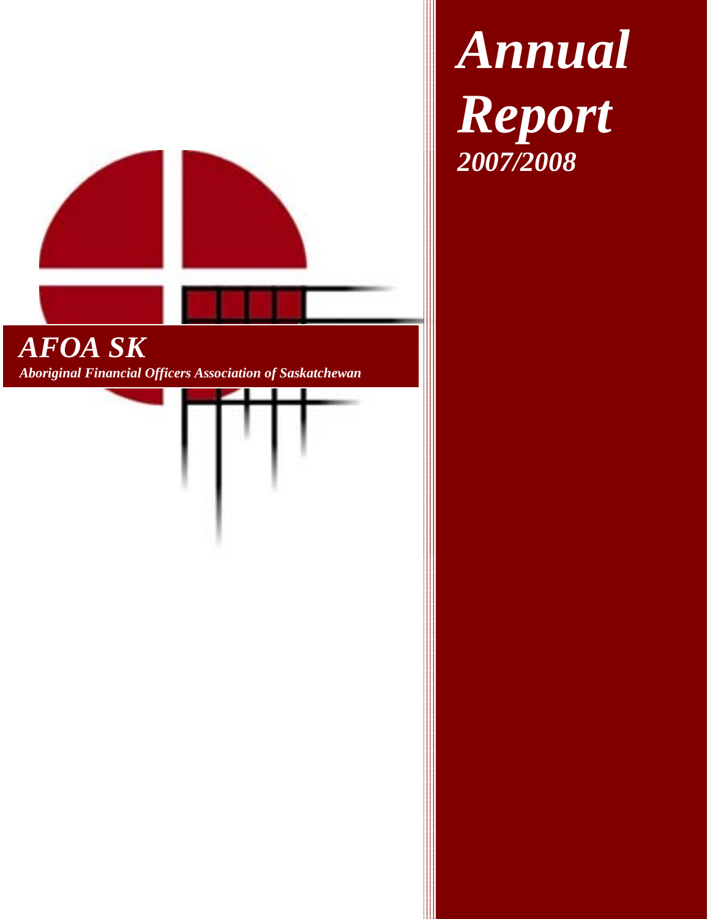# *Annual Report*

***2007/2008***

## *AFOA SK*

***Aboriginal Financial Officers Association of Saskatchewan***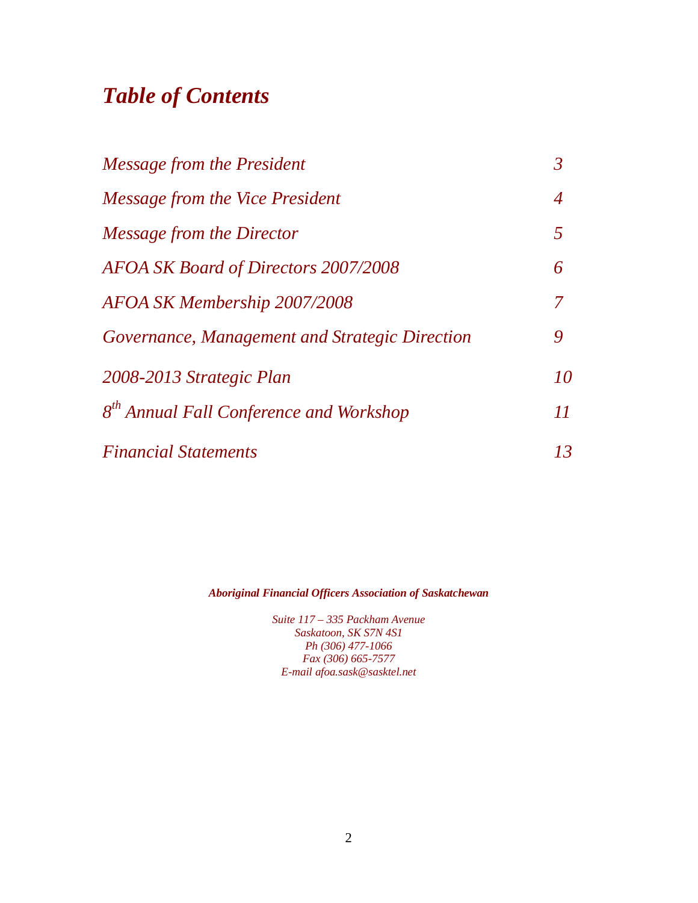# *Table of Contents*

| | |
|---|---|
| *Message from the President* | *3* |
| *Message from the Vice President* | *4* |
| *Message from the Director* | *5* |
| *AFOA SK Board of Directors 2007/2008* | *6* |
| *AFOA SK Membership 2007/2008* | *7* |
| *Governance, Management and Strategic Direction* | *9* |
| *2008-2013 Strategic Plan* | *10* |
| *8th Annual Fall Conference and Workshop* | *11* |
| *Financial Statements* | *13* |

***Aboriginal Financial Officers Association of Saskatchewan***

*Suite 117 – 335 Packham Avenue*
*Saskatoon, SK S7N 4S1*
*Ph (306) 477-1066*
*Fax (306) 665-7577*
*E-mail afoa.sask@sasktel.net*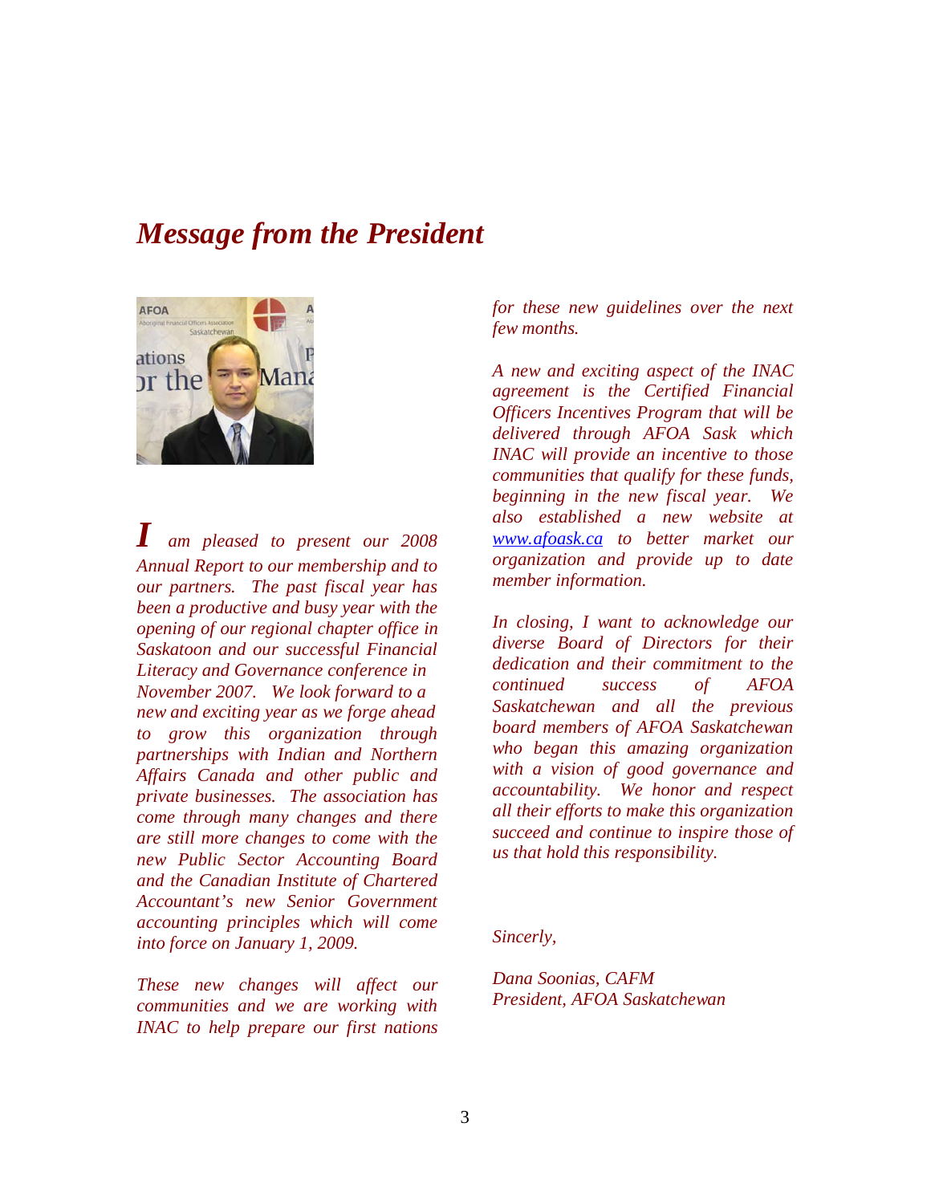# *Message from the President*

*I am pleased to present our 2008 Annual Report to our membership and to our partners. The past fiscal year has been a productive and busy year with the opening of our regional chapter office in Saskatoon and our successful Financial Literacy and Governance conference in November 2007. We look forward to a new and exciting year as we forge ahead to grow this organization through partnerships with Indian and Northern Affairs Canada and other public and private businesses. The association has come through many changes and there are still more changes to come with the new Public Sector Accounting Board and the Canadian Institute of Chartered Accountant's new Senior Government accounting principles which will come into force on January 1, 2009.*

*These new changes will affect our communities and we are working with INAC to help prepare our first nations for these new guidelines over the next few months.*

*A new and exciting aspect of the INAC agreement is the Certified Financial Officers Incentives Program that will be delivered through AFOA Sask which INAC will provide an incentive to those communities that qualify for these funds, beginning in the new fiscal year. We also established a new website at [www.afoask.ca](http://www.afoask.ca) to better market our organization and provide up to date member information.*

*In closing, I want to acknowledge our diverse Board of Directors for their dedication and their commitment to the continued success of AFOA Saskatchewan and all the previous board members of AFOA Saskatchewan who began this amazing organization with a vision of good governance and accountability. We honor and respect all their efforts to make this organization succeed and continue to inspire those of us that hold this responsibility.*

*Sincerely,*

*Dana Soonias, CAFM*
*President, AFOA Saskatchewan*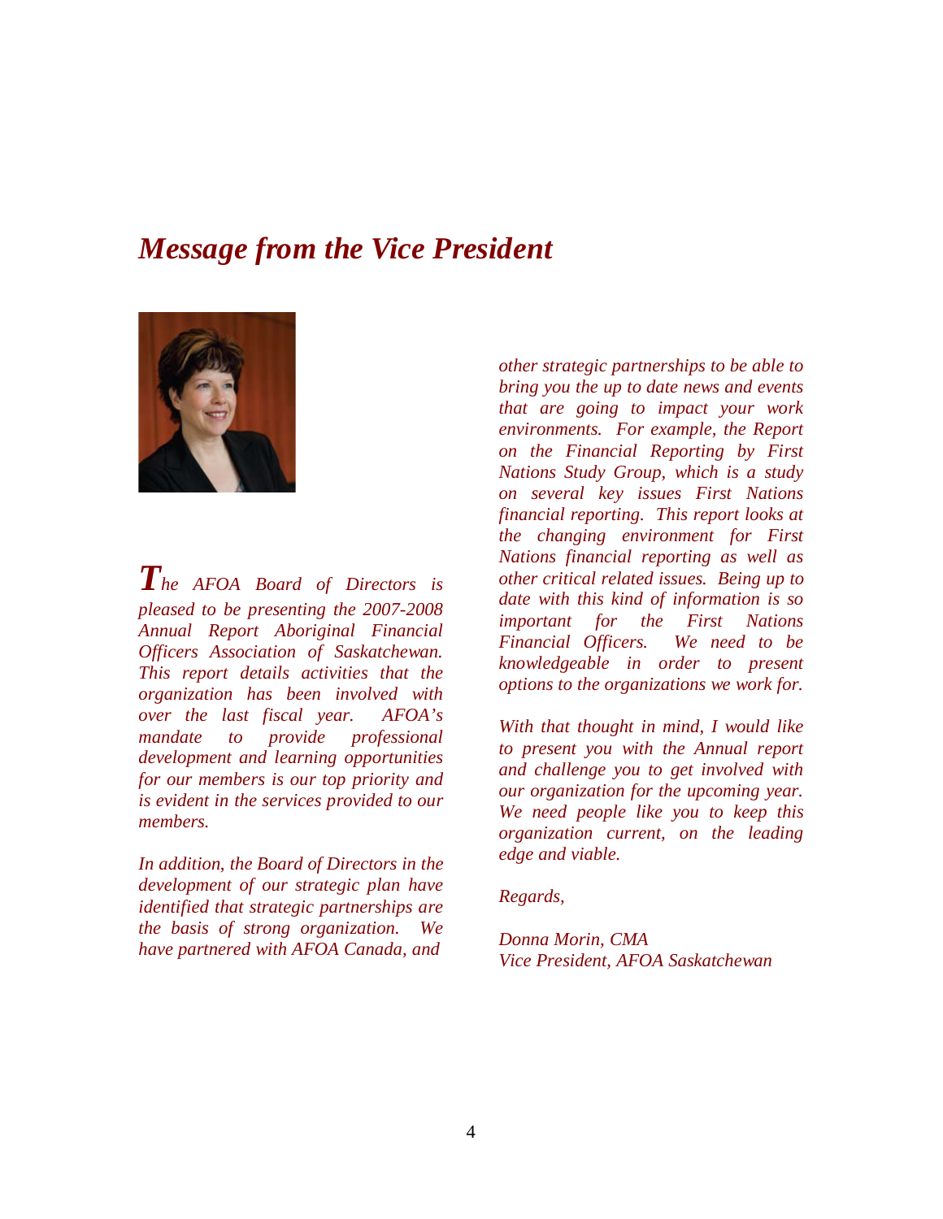# *Message from the Vice President*

*The AFOA Board of Directors is pleased to be presenting the 2007-2008 Annual Report Aboriginal Financial Officers Association of Saskatchewan. This report details activities that the organization has been involved with over the last fiscal year. AFOA's mandate to provide professional development and learning opportunities for our members is our top priority and is evident in the services provided to our members.*

*In addition, the Board of Directors in the development of our strategic plan have identified that strategic partnerships are the basis of strong organization. We have partnered with AFOA Canada, and other strategic partnerships to be able to bring you the up to date news and events that are going to impact your work environments. For example, the Report on the Financial Reporting by First Nations Study Group, which is a study on several key issues First Nations financial reporting. This report looks at the changing environment for First Nations financial reporting as well as other critical related issues. Being up to date with this kind of information is so important for the First Nations Financial Officers. We need to be knowledgeable in order to present options to the organizations we work for.*

*With that thought in mind, I would like to present you with the Annual report and challenge you to get involved with our organization for the upcoming year. We need people like you to keep this organization current, on the leading edge and viable.*

*Regards,*

*Donna Morin, CMA*
*Vice President, AFOA Saskatchewan*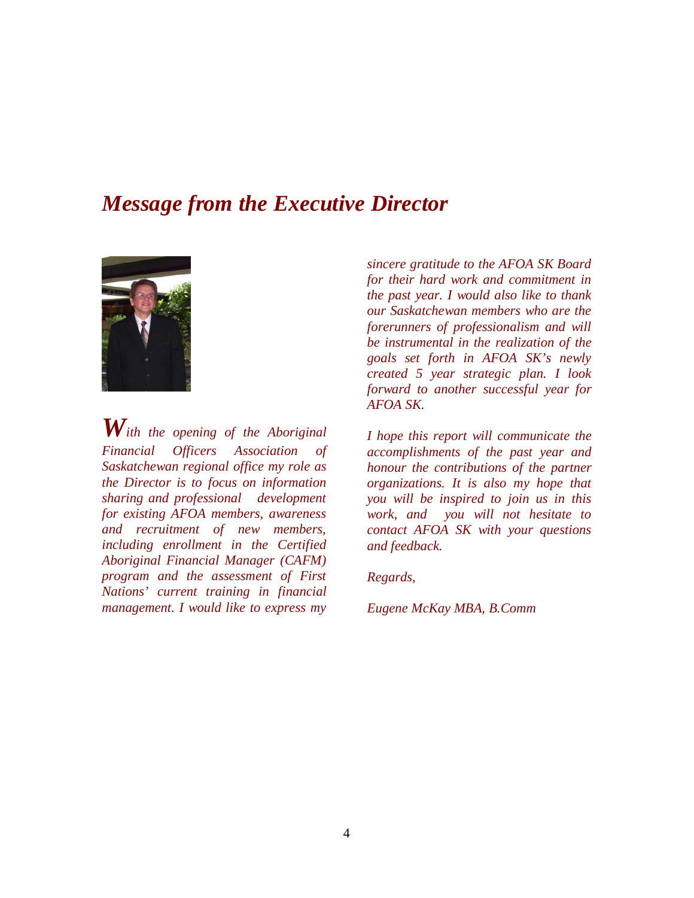## *Message from the Executive Director*

*With the opening of the Aboriginal Financial Officers Association of Saskatchewan regional office my role as the Director is to focus on information sharing and professional development for existing AFOA members, awareness and recruitment of new members, including enrollment in the Certified Aboriginal Financial Manager (CAFM) program and the assessment of First Nations' current training in financial management. I would like to express my sincere gratitude to the AFOA SK Board for their hard work and commitment in the past year. I would also like to thank our Saskatchewan members who are the forerunners of professionalism and will be instrumental in the realization of the goals set forth in AFOA SK's newly created 5 year strategic plan. I look forward to another successful year for AFOA SK.*

*I hope this report will communicate the accomplishments of the past year and honour the contributions of the partner organizations. It is also my hope that you will be inspired to join us in this work, and you will not hesitate to contact AFOA SK with your questions and feedback.*

*Regards,*

*Eugene McKay MBA, B.Comm*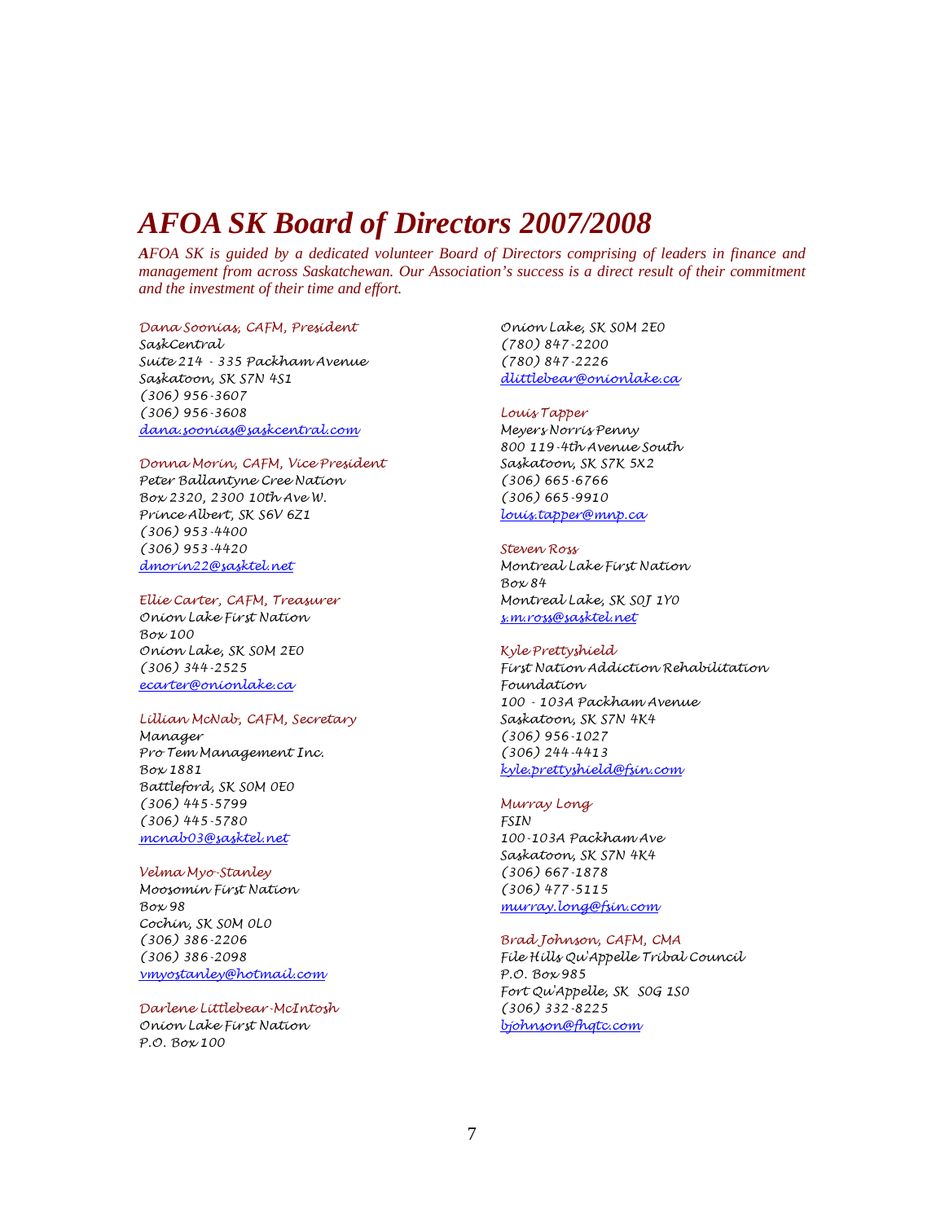# AFOA SK Board of Directors 2007/2008

***AFOA SK is guided by a dedicated volunteer Board of Directors comprising of leaders in finance and management from across Saskatchewan. Our Association's success is a direct result of their commitment and the investment of their time and effort.***

*Dana Soonias, CAFM, President*
SaskCentral
Suite 214 - 335 Packham Avenue
Saskatoon, SK S7N 4S1
(306) 956-3607
(306) 956-3608
dana.soonias@saskcentral.com

*Donna Morin, CAFM, Vice President*
Peter Ballantyne Cree Nation
Box 2320, 2300 10th Ave W.
Prince Albert, SK S6V 6Z1
(306) 953-4400
(306) 953-4420
dmorin22@sasktel.net

*Ellie Carter, CAFM, Treasurer*
Onion Lake First Nation
Box 100
Onion Lake, SK S0M 2E0
(306) 344-2525
ecarter@onionlake.ca

*Lillian McNab, CAFM, Secretary*
Manager
Pro Tem Management Inc.
Box 1881
Battleford, SK S0M 0E0
(306) 445-5799
(306) 445-5780
mcnab03@sasktel.net

*Velma Myo-Stanley*
Moosomin First Nation
Box 98
Cochin, SK S0M 0L0
(306) 386-2206
(306) 386-2098
vmyostanley@hotmail.com

*Darlene Littlebear-McIntosh*
Onion Lake First Nation
P.O. Box 100
Onion Lake, SK S0M 2E0
(780) 847-2200
(780) 847-2226
dlittlebear@onionlake.ca

*Louis Tapper*
Meyers Norris Penny
800 119-4th Avenue South
Saskatoon, SK S7K 5X2
(306) 665-6766
(306) 665-9910
louis.tapper@mnp.ca

*Steven Ross*
Montreal Lake First Nation
Box 84
Montreal Lake, SK S0J 1Y0
s.m.ross@sasktel.net

*Kyle Prettyshield*
First Nation Addiction Rehabilitation Foundation
100 - 103A Packham Avenue
Saskatoon, SK S7N 4K4
(306) 956-1027
(306) 244-4413
kyle.prettyshield@fsin.com

*Murray Long*
FSIN
100-103A Packham Ave
Saskatoon, SK S7N 4K4
(306) 667-1878
(306) 477-5115
murray.long@fsin.com

*Brad Johnson, CAFM, CMA*
File Hills Qu'Appelle Tribal Council
P.O. Box 985
Fort Qu'Appelle, SK S0G 1S0
(306) 332-8225
bjohnson@fhqtc.com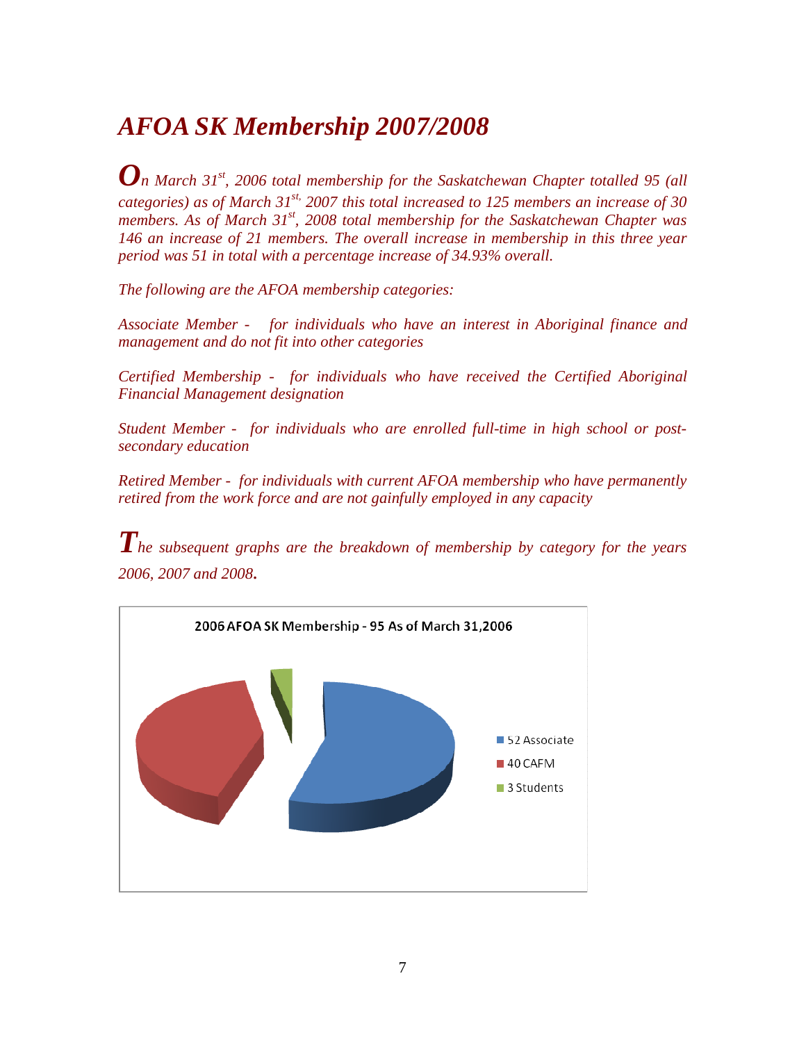# *AFOA SK Membership 2007/2008*

*On March 31st, 2006 total membership for the Saskatchewan Chapter totalled 95 (all categories) as of March 31st, 2007 this total increased to 125 members an increase of 30 members. As of March 31st, 2008 total membership for the Saskatchewan Chapter was 146 an increase of 21 members. The overall increase in membership in this three year period was 51 in total with a percentage increase of 34.93% overall.*

*The following are the AFOA membership categories:*

*Associate Member - for individuals who have an interest in Aboriginal finance and management and do not fit into other categories*

*Certified Membership - for individuals who have received the Certified Aboriginal Financial Management designation*

*Student Member - for individuals who are enrolled full-time in high school or post-secondary education*

*Retired Member - for individuals with current AFOA membership who have permanently retired from the work force and are not gainfully employed in any capacity*

*The subsequent graphs are the breakdown of membership by category for the years 2006, 2007 and 2008.*

2006 AFOA SK Membership - 95 As of March 31,2006

- 52 Associate
- 40 CAFM
- 3 Students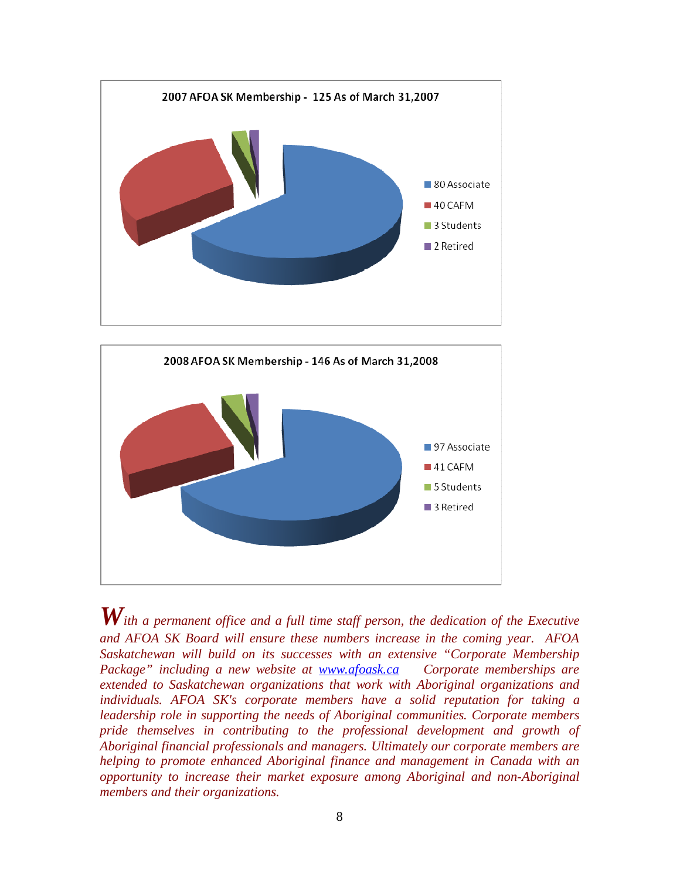2007 AFOA SK Membership - 125 As of March 31,2007

- 80 Associate
- 40 CAFM
- 3 Students
- 2 Retired

2008 AFOA SK Membership - 146 As of March 31,2008

- 97 Associate
- 41 CAFM
- 5 Students
- 3 Retired

*With a permanent office and a full time staff person, the dedication of the Executive and AFOA SK Board will ensure these numbers increase in the coming year. AFOA Saskatchewan will build on its successes with an extensive "Corporate Membership Package" including a new website at [www.afoask.ca](http://www.afoask.ca) Corporate memberships are extended to Saskatchewan organizations that work with Aboriginal organizations and individuals. AFOA SK's corporate members have a solid reputation for taking a leadership role in supporting the needs of Aboriginal communities. Corporate members pride themselves in contributing to the professional development and growth of Aboriginal financial professionals and managers. Ultimately our corporate members are helping to promote enhanced Aboriginal finance and management in Canada with an opportunity to increase their market exposure among Aboriginal and non-Aboriginal members and their organizations.*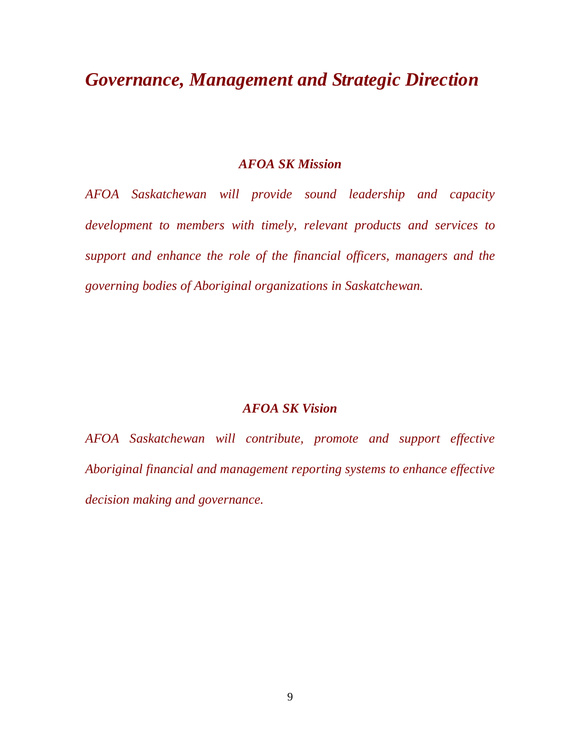# *Governance, Management and Strategic Direction*

### *AFOA SK Mission*

*AFOA Saskatchewan will provide sound leadership and capacity development to members with timely, relevant products and services to support and enhance the role of the financial officers, managers and the governing bodies of Aboriginal organizations in Saskatchewan.*

### *AFOA SK Vision*

*AFOA Saskatchewan will contribute, promote and support effective Aboriginal financial and management reporting systems to enhance effective decision making and governance.*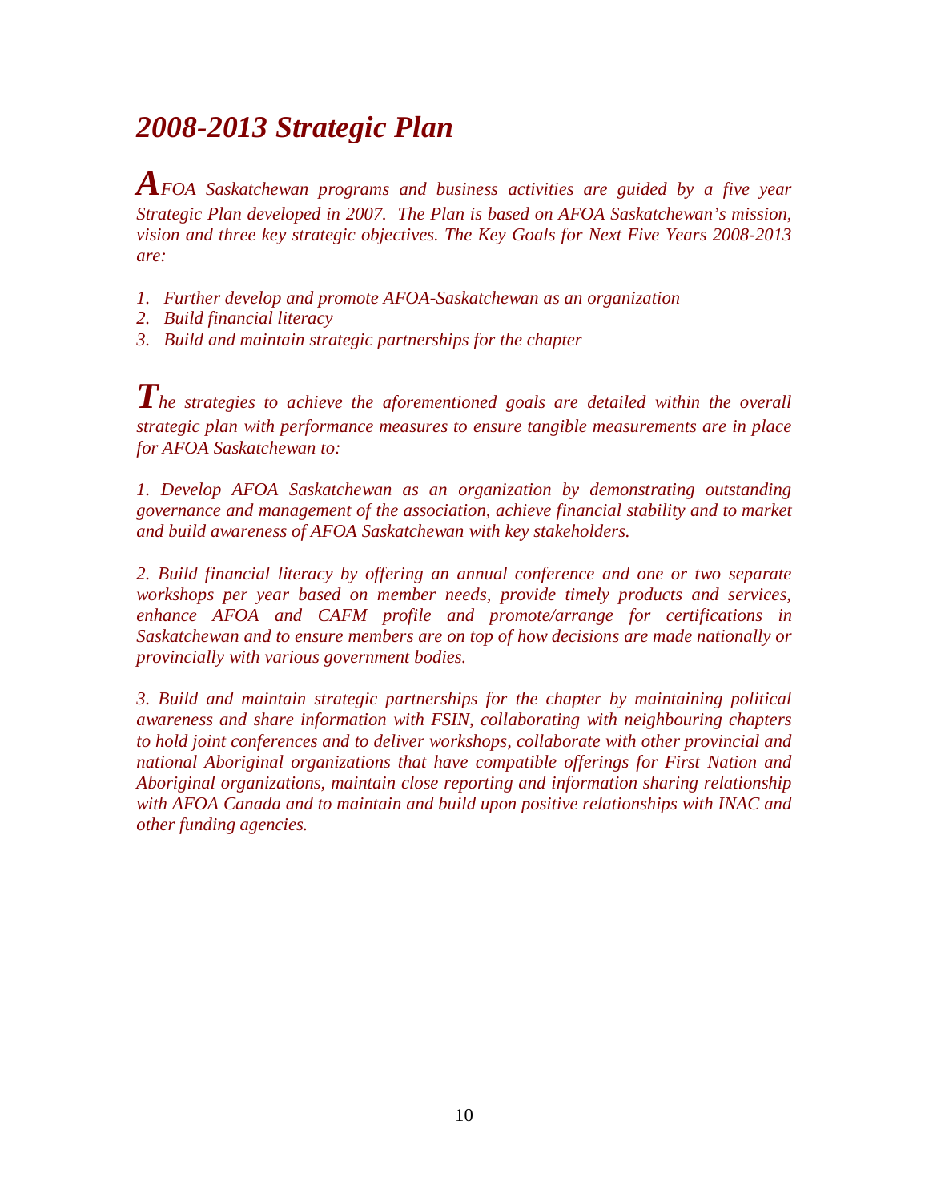# *2008-2013 Strategic Plan*

*AFOA Saskatchewan programs and business activities are guided by a five year Strategic Plan developed in 2007. The Plan is based on AFOA Saskatchewan's mission, vision and three key strategic objectives. The Key Goals for Next Five Years 2008-2013 are:*

1. *Further develop and promote AFOA-Saskatchewan as an organization*
2. *Build financial literacy*
3. *Build and maintain strategic partnerships for the chapter*

*The strategies to achieve the aforementioned goals are detailed within the overall strategic plan with performance measures to ensure tangible measurements are in place for AFOA Saskatchewan to:*

*1. Develop AFOA Saskatchewan as an organization by demonstrating outstanding governance and management of the association, achieve financial stability and to market and build awareness of AFOA Saskatchewan with key stakeholders.*

*2. Build financial literacy by offering an annual conference and one or two separate workshops per year based on member needs, provide timely products and services, enhance AFOA and CAFM profile and promote/arrange for certifications in Saskatchewan and to ensure members are on top of how decisions are made nationally or provincially with various government bodies.*

*3. Build and maintain strategic partnerships for the chapter by maintaining political awareness and share information with FSIN, collaborating with neighbouring chapters to hold joint conferences and to deliver workshops, collaborate with other provincial and national Aboriginal organizations that have compatible offerings for First Nation and Aboriginal organizations, maintain close reporting and information sharing relationship with AFOA Canada and to maintain and build upon positive relationships with INAC and other funding agencies.*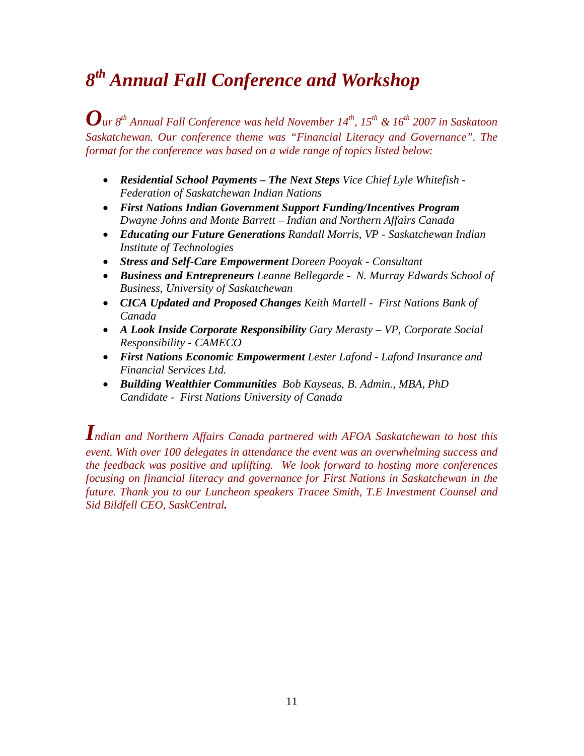# *8th Annual Fall Conference and Workshop*

*Our 8th Annual Fall Conference was held November 14th, 15th & 16th 2007 in Saskatoon Saskatchewan. Our conference theme was "Financial Literacy and Governance". The format for the conference was based on a wide range of topics listed below:*

- ***Residential School Payments – The Next Steps*** *Vice Chief Lyle Whitefish - Federation of Saskatchewan Indian Nations*
- ***First Nations Indian Government Support Funding/Incentives Program*** *Dwayne Johns and Monte Barrett – Indian and Northern Affairs Canada*
- ***Educating our Future Generations*** *Randall Morris, VP - Saskatchewan Indian Institute of Technologies*
- ***Stress and Self-Care Empowerment*** *Doreen Pooyak - Consultant*
- ***Business and Entrepreneurs*** *Leanne Bellegarde - N. Murray Edwards School of Business, University of Saskatchewan*
- ***CICA Updated and Proposed Changes*** *Keith Martell - First Nations Bank of Canada*
- ***A Look Inside Corporate Responsibility*** *Gary Merasty – VP, Corporate Social Responsibility - CAMECO*
- ***First Nations Economic Empowerment*** *Lester Lafond - Lafond Insurance and Financial Services Ltd.*
- ***Building Wealthier Communities*** *Bob Kayseas, B. Admin., MBA, PhD Candidate - First Nations University of Canada*

*Indian and Northern Affairs Canada partnered with AFOA Saskatchewan to host this event. With over 100 delegates in attendance the event was an overwhelming success and the feedback was positive and uplifting. We look forward to hosting more conferences focusing on financial literacy and governance for First Nations in Saskatchewan in the future. Thank you to our Luncheon speakers Tracee Smith, T.E Investment Counsel and Sid Bildfell CEO, SaskCentral.*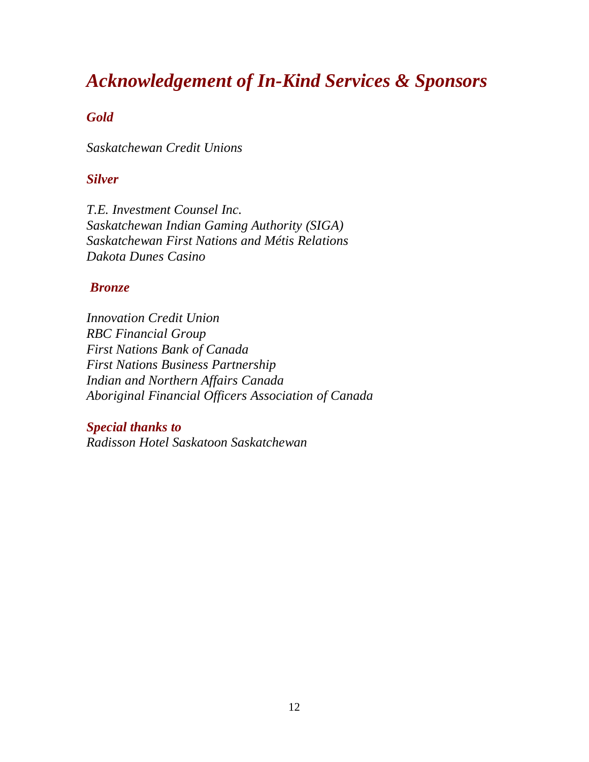# *Acknowledgement of In-Kind Services & Sponsors*

### *Gold*

*Saskatchewan Credit Unions*

### *Silver*

*T.E. Investment Counsel Inc.*
*Saskatchewan Indian Gaming Authority (SIGA)*
*Saskatchewan First Nations and Métis Relations*
*Dakota Dunes Casino*

### *Bronze*

*Innovation Credit Union*
*RBC Financial Group*
*First Nations Bank of Canada*
*First Nations Business Partnership*
*Indian and Northern Affairs Canada*
*Aboriginal Financial Officers Association of Canada*

### *Special thanks to*
*Radisson Hotel Saskatoon Saskatchewan*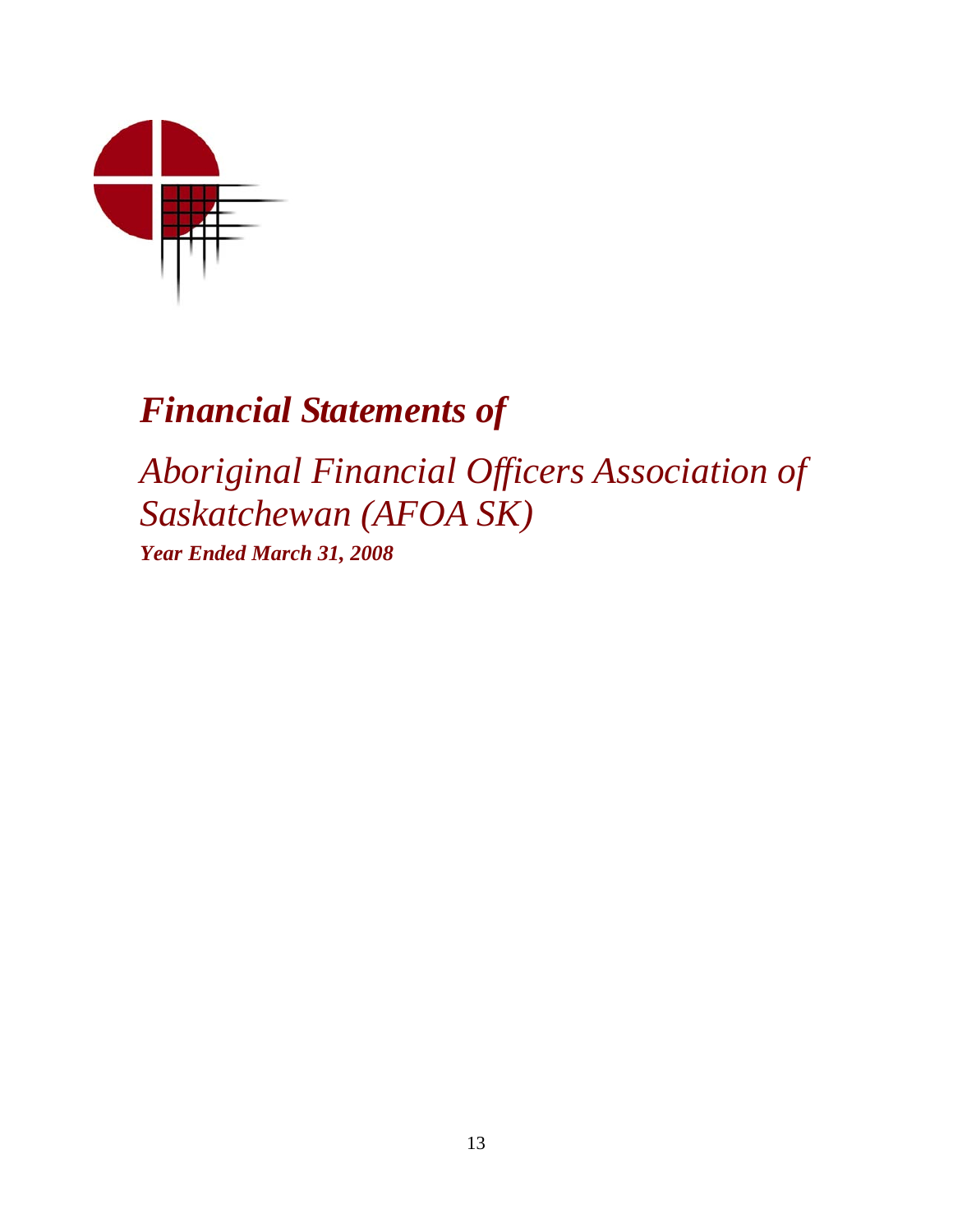# *Financial Statements of*

## *Aboriginal Financial Officers Association of Saskatchewan (AFOA SK)*

***Year Ended March 31, 2008***